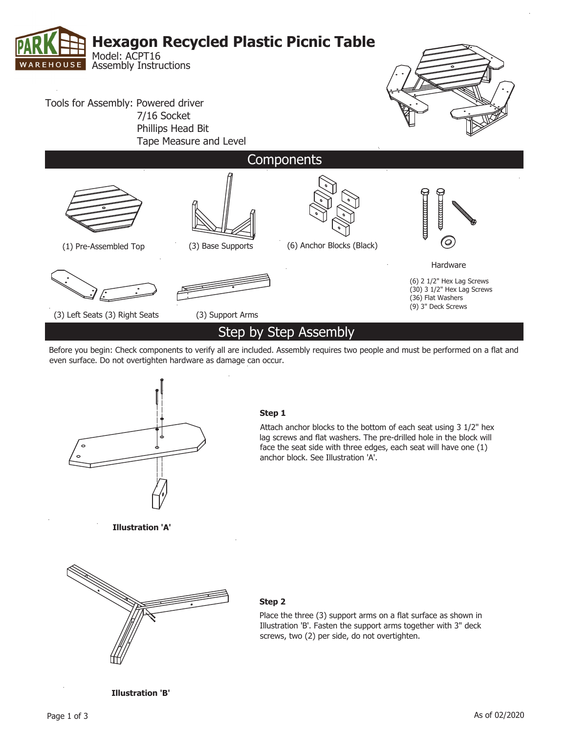# Hexagon Recycled Plastic Picnic Table

Model: ACPT16
Assembly Instructions

Tools for Assembly: Powered driver
7/16 Socket
Phillips Head Bit
Tape Measure and Level

## Components

(1) Pre-Assembled Top

(3) Base Supports

(6) Anchor Blocks (Black)

Hardware

- (6) 2 1/2" Hex Lag Screws
- (30) 3 1/2" Hex Lag Screws
- (36) Flat Washers
- (9) 3" Deck Screws

(3) Left Seats (3) Right Seats

(3) Support Arms

## Step by Step Assembly

Before you begin: Check components to verify all are included. Assembly requires two people and must be performed on a flat and even surface. Do not overtighten hardware as damage can occur.

**Step 1**

Attach anchor blocks to the bottom of each seat using 3 1/2" hex lag screws and flat washers. The pre-drilled hole in the block will face the seat side with three edges, each seat will have one (1) anchor block. See Illustration 'A'.

**Illustration 'A'**

**Step 2**

Place the three (3) support arms on a flat surface as shown in Illustration 'B'. Fasten the support arms together with 3" deck screws, two (2) per side, do not overtighten.

**Illustration 'B'**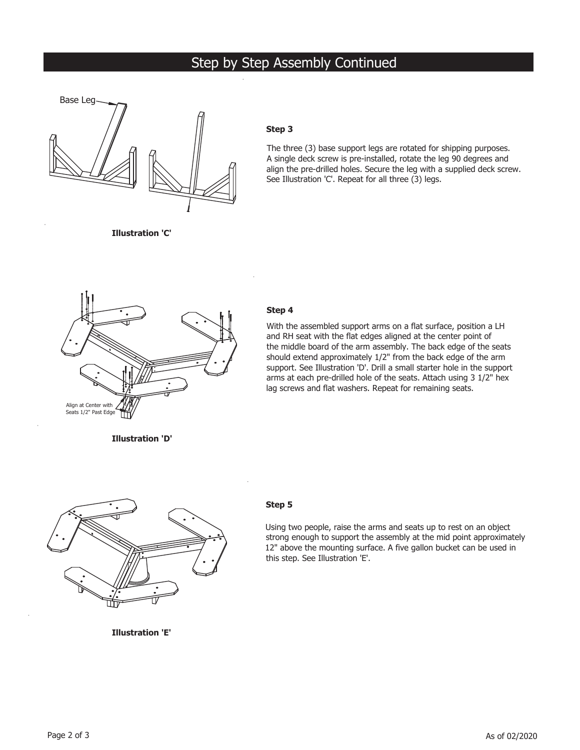# Step by Step Assembly Continued

Base Leg

**Illustration 'C'**

**Step 3**

The three (3) base support legs are rotated for shipping purposes. A single deck screw is pre-installed, rotate the leg 90 degrees and align the pre-drilled holes. Secure the leg with a supplied deck screw. See Illustration 'C'. Repeat for all three (3) legs.

Align at Center with Seats 1/2" Past Edge

**Illustration 'D'**

**Step 4**

With the assembled support arms on a flat surface, position a LH and RH seat with the flat edges aligned at the center point of the middle board of the arm assembly. The back edge of the seats should extend approximately 1/2" from the back edge of the arm support. See Illustration 'D'. Drill a small starter hole in the support arms at each pre-drilled hole of the seats. Attach using 3 1/2" hex lag screws and flat washers. Repeat for remaining seats.

**Illustration 'E'**

**Step 5**

Using two people, raise the arms and seats up to rest on an object strong enough to support the assembly at the mid point approximately 12" above the mounting surface. A five gallon bucket can be used in this step. See Illustration 'E'.

As of 02/2020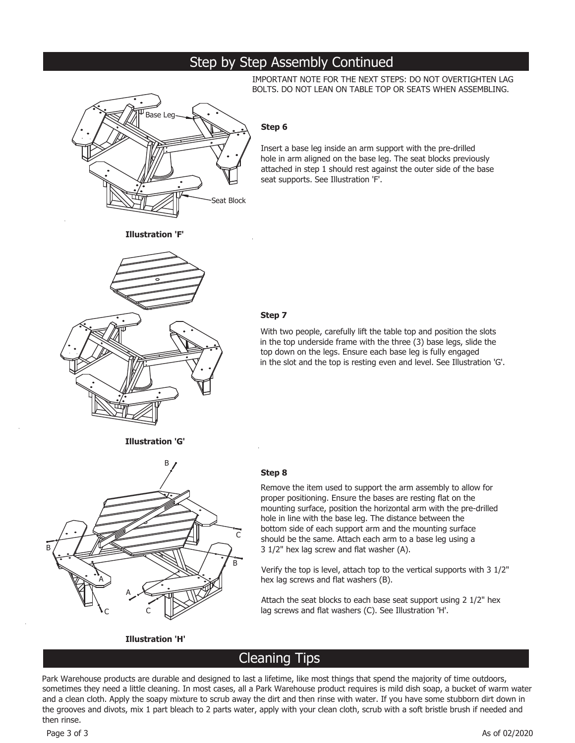## Step by Step Assembly Continued

IMPORTANT NOTE FOR THE NEXT STEPS: DO NOT OVERTIGHTEN LAG BOLTS. DO NOT LEAN ON TABLE TOP OR SEATS WHEN ASSEMBLING.

Base Leg

Seat Block

**Illustration 'F'**

**Step 6**

Insert a base leg inside an arm support with the pre-drilled hole in arm aligned on the base leg. The seat blocks previously attached in step 1 should rest against the outer side of the base seat supports. See Illustration 'F'.

**Illustration 'G'**

**Step 7**

With two people, carefully lift the table top and position the slots in the top underside frame with the three (3) base legs, slide the top down on the legs. Ensure each base leg is fully engaged in the slot and the top is resting even and level. See Illustration 'G'.

B
C
B
B
A
A
C
C

**Illustration 'H'**

**Step 8**

Remove the item used to support the arm assembly to allow for proper positioning. Ensure the bases are resting flat on the mounting surface, position the horizontal arm with the pre-drilled hole in line with the base leg. The distance between the bottom side of each support arm and the mounting surface should be the same. Attach each arm to a base leg using a 3 1/2" hex lag screw and flat washer (A).

Verify the top is level, attach top to the vertical supports with 3 1/2" hex lag screws and flat washers (B).

Attach the seat blocks to each base seat support using 2 1/2" hex lag screws and flat washers (C). See Illustration 'H'.

## Cleaning Tips

Park Warehouse products are durable and designed to last a lifetime, like most things that spend the majority of time outdoors, sometimes they need a little cleaning. In most cases, all a Park Warehouse product requires is mild dish soap, a bucket of warm water and a clean cloth. Apply the soapy mixture to scrub away the dirt and then rinse with water. If you have some stubborn dirt down in the grooves and divots, mix 1 part bleach to 2 parts water, apply with your clean cloth, scrub with a soft bristle brush if needed and then rinse.

As of 02/2020